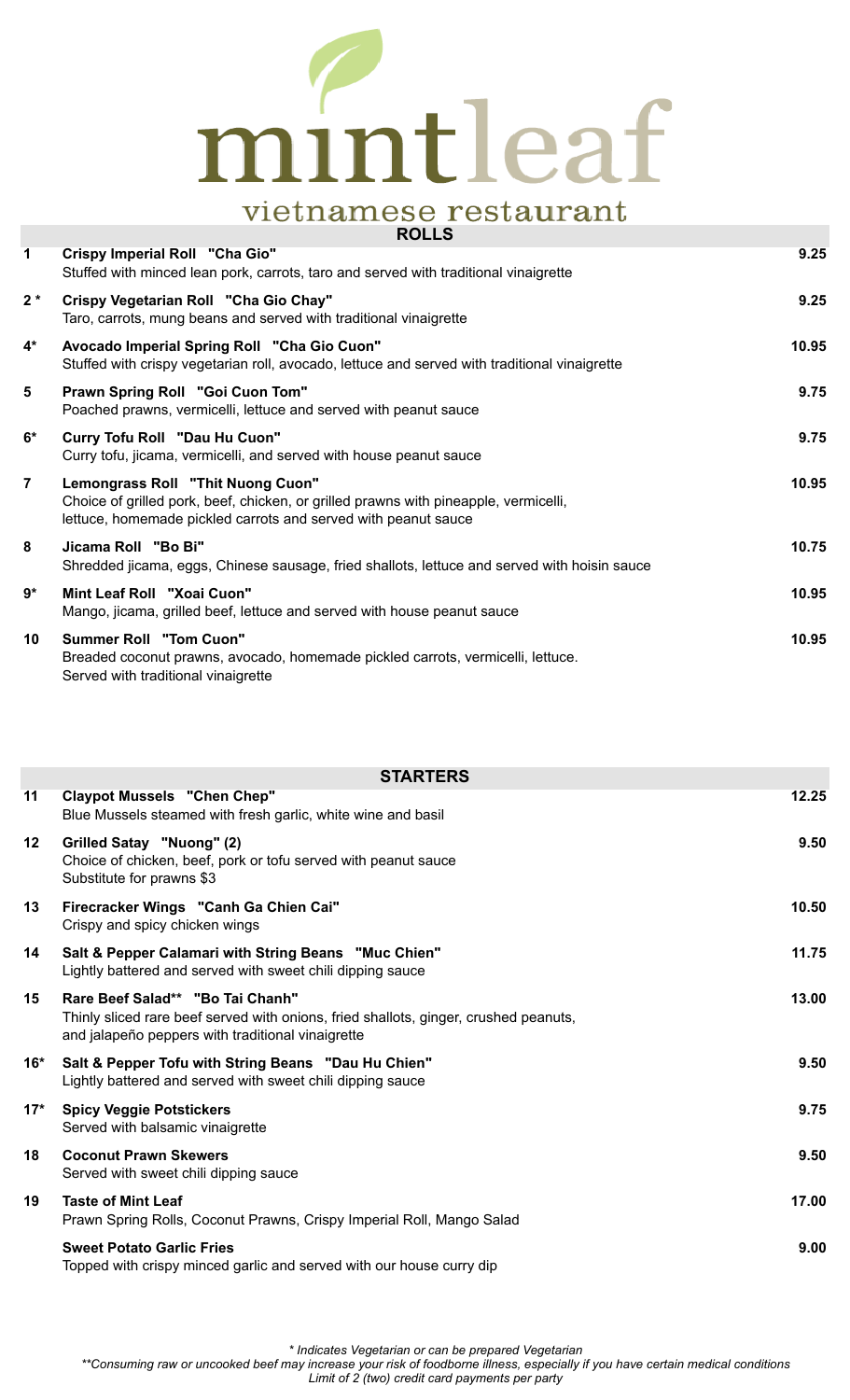# mintleaf

vietnamese restaurant

## ROLLS

| | | |
|---|---|---|
| 1 | **Crispy Imperial Roll "Cha Gio"**<br>Stuffed with minced lean pork, carrots, taro and served with traditional vinaigrette | 9.25 |
| 2 * | **Crispy Vegetarian Roll "Cha Gio Chay"**<br>Taro, carrots, mung beans and served with traditional vinaigrette | 9.25 |
| 4* | **Avocado Imperial Spring Roll "Cha Gio Cuon"**<br>Stuffed with crispy vegetarian roll, avocado, lettuce and served with traditional vinaigrette | 10.95 |
| 5 | **Prawn Spring Roll "Goi Cuon Tom"**<br>Poached prawns, vermicelli, lettuce and served with peanut sauce | 9.75 |
| 6* | **Curry Tofu Roll "Dau Hu Cuon"**<br>Curry tofu, jicama, vermicelli, and served with house peanut sauce | 9.75 |
| 7 | **Lemongrass Roll "Thit Nuong Cuon"**<br>Choice of grilled pork, beef, chicken, or grilled prawns with pineapple, vermicelli, lettuce, homemade pickled carrots and served with peanut sauce | 10.95 |
| 8 | **Jicama Roll "Bo Bi"**<br>Shredded jicama, eggs, Chinese sausage, fried shallots, lettuce and served with hoisin sauce | 10.75 |
| 9* | **Mint Leaf Roll "Xoai Cuon"**<br>Mango, jicama, grilled beef, lettuce and served with house peanut sauce | 10.95 |
| 10 | **Summer Roll "Tom Cuon"**<br>Breaded coconut prawns, avocado, homemade pickled carrots, vermicelli, lettuce. Served with traditional vinaigrette | 10.95 |

## STARTERS

| | | |
|---|---|---|
| 11 | **Claypot Mussels "Chen Chep"**<br>Blue Mussels steamed with fresh garlic, white wine and basil | 12.25 |
| 12 | **Grilled Satay "Nuong" (2)**<br>Choice of chicken, beef, pork or tofu served with peanut sauce<br>Substitute for prawns $3 | 9.50 |
| 13 | **Firecracker Wings "Canh Ga Chien Cai"**<br>Crispy and spicy chicken wings | 10.50 |
| 14 | **Salt & Pepper Calamari with String Beans "Muc Chien"**<br>Lightly battered and served with sweet chili dipping sauce | 11.75 |
| 15 | **Rare Beef Salad** "Bo Tai Chanh"**<br>Thinly sliced rare beef served with onions, fried shallots, ginger, crushed peanuts, and jalapeño peppers with traditional vinaigrette | 13.00 |
| 16* | **Salt & Pepper Tofu with String Beans "Dau Hu Chien"**<br>Lightly battered and served with sweet chili dipping sauce | 9.50 |
| 17* | **Spicy Veggie Potstickers**<br>Served with balsamic vinaigrette | 9.75 |
| 18 | **Coconut Prawn Skewers**<br>Served with sweet chili dipping sauce | 9.50 |
| 19 | **Taste of Mint Leaf**<br>Prawn Spring Rolls, Coconut Prawns, Crispy Imperial Roll, Mango Salad | 17.00 |
| | **Sweet Potato Garlic Fries**<br>Topped with crispy minced garlic and served with our house curry dip | 9.00 |

*\* Indicates Vegetarian or can be prepared Vegetarian*

*\*\*Consuming raw or uncooked beef may increase your risk of foodborne illness, especially if you have certain medical conditions*

*Limit of 2 (two) credit card payments per party*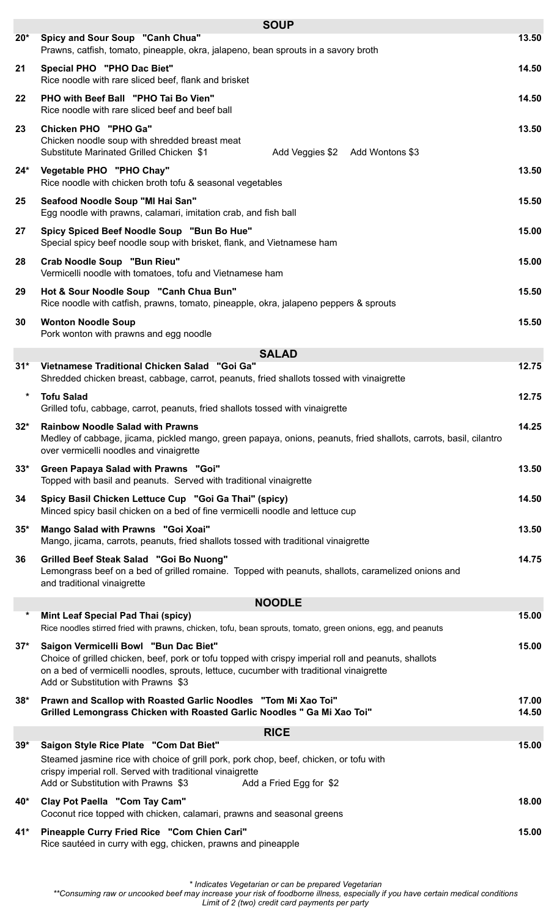## SOUP

**20*** **Spicy and Sour Soup "Canh Chua"** — 13.50
Prawns, catfish, tomato, pineapple, okra, jalapeno, bean sprouts in a savory broth

**21** **Special PHO "PHO Dac Biet"** — 14.50
Rice noodle with rare sliced beef, flank and brisket

**22** **PHO with Beef Ball "PHO Tai Bo Vien"** — 14.50
Rice noodle with rare sliced beef and beef ball

**23** **Chicken PHO "PHO Ga"** — 13.50
Chicken noodle soup with shredded breast meat
Substitute Marinated Grilled Chicken $1 Add Veggies $2 Add Wontons $3

**24*** **Vegetable PHO "PHO Chay"** — 13.50
Rice noodle with chicken broth tofu & seasonal vegetables

**25** **Seafood Noodle Soup "MI Hai San"** — 15.50
Egg noodle with prawns, calamari, imitation crab, and fish ball

**27** **Spicy Spiced Beef Noodle Soup "Bun Bo Hue"** — 15.00
Special spicy beef noodle soup with brisket, flank, and Vietnamese ham

**28** **Crab Noodle Soup "Bun Rieu"** — 15.00
Vermicelli noodle with tomatoes, tofu and Vietnamese ham

**29** **Hot & Sour Noodle Soup "Canh Chua Bun"** — 15.50
Rice noodle with catfish, prawns, tomato, pineapple, okra, jalapeno peppers & sprouts

**30** **Wonton Noodle Soup** — 15.50
Pork wonton with prawns and egg noodle

## SALAD

**31*** **Vietnamese Traditional Chicken Salad "Goi Ga"** — 12.75
Shredded chicken breast, cabbage, carrot, peanuts, fried shallots tossed with vinaigrette

**\*** **Tofu Salad** — 12.75
Grilled tofu, cabbage, carrot, peanuts, fried shallots tossed with vinaigrette

**32*** **Rainbow Noodle Salad with Prawns** — 14.25
Medley of cabbage, jicama, pickled mango, green papaya, onions, peanuts, fried shallots, carrots, basil, cilantro over vermicelli noodles and vinaigrette

**33*** **Green Papaya Salad with Prawns "Goi"** — 13.50
Topped with basil and peanuts. Served with traditional vinaigrette

**34** **Spicy Basil Chicken Lettuce Cup "Goi Ga Thai" (spicy)** — 14.50
Minced spicy basil chicken on a bed of fine vermicelli noodle and lettuce cup

**35*** **Mango Salad with Prawns "Goi Xoai"** — 13.50
Mango, jicama, carrots, peanuts, fried shallots tossed with traditional vinaigrette

**36** **Grilled Beef Steak Salad "Goi Bo Nuong"** — 14.75
Lemongrass beef on a bed of grilled romaine. Topped with peanuts, shallots, caramelized onions and and traditional vinaigrette

## NOODLE

**\*** **Mint Leaf Special Pad Thai (spicy)** — 15.00
Rice noodles stirred fried with prawns, chicken, tofu, bean sprouts, tomato, green onions, egg, and peanuts

**37*** **Saigon Vermicelli Bowl "Bun Dac Biet"** — 15.00
Choice of grilled chicken, beef, pork or tofu topped with crispy imperial roll and peanuts, shallots on a bed of vermicelli noodles, sprouts, lettuce, cucumber with traditional vinaigrette
Add or Substitution with Prawns $3

**38*** **Prawn and Scallop with Roasted Garlic Noodles "Tom Mi Xao Toi"** — 17.00
**Grilled Lemongrass Chicken with Roasted Garlic Noodles " Ga Mi Xao Toi"** — 14.50

## RICE

**39*** **Saigon Style Rice Plate "Com Dat Biet"** — 15.00
Steamed jasmine rice with choice of grill pork, pork chop, beef, chicken, or tofu with crispy imperial roll. Served with traditional vinaigrette
Add or Substitution with Prawns $3 Add a Fried Egg for $2

**40*** **Clay Pot Paella "Com Tay Cam"** — 18.00
Coconut rice topped with chicken, calamari, prawns and seasonal greens

**41*** **Pineapple Curry Fried Rice "Com Chien Cari"** — 15.00
Rice sautéed in curry with egg, chicken, prawns and pineapple

*\* Indicates Vegetarian or can be prepared Vegetarian*
*\*\*Consuming raw or uncooked beef may increase your risk of foodborne illness, especially if you have certain medical conditions*
*Limit of 2 (two) credit card payments per party*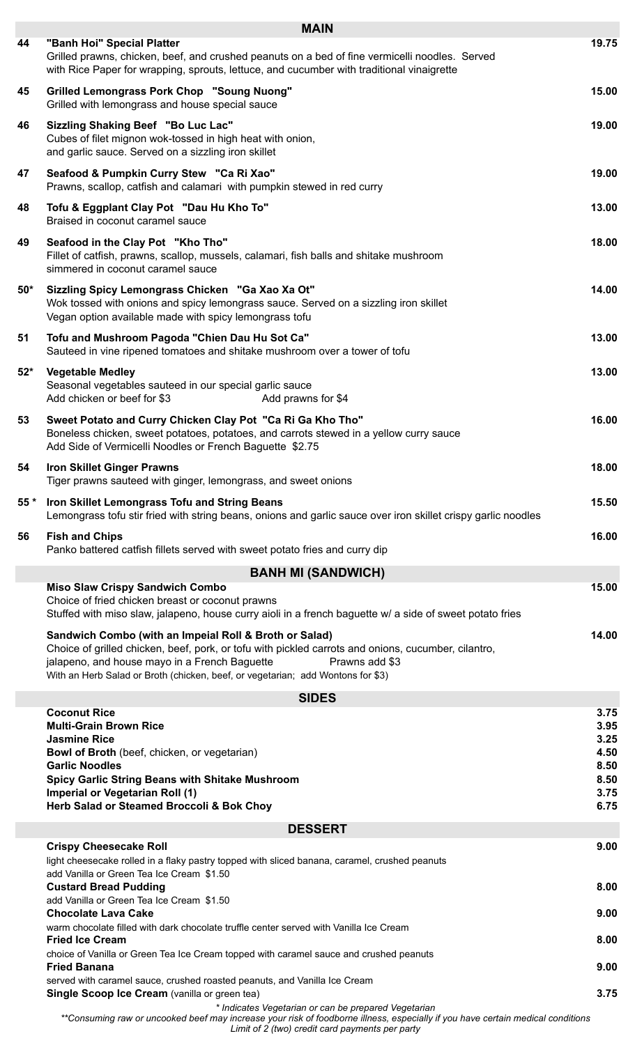## MAIN

**44 "Banh Hoi" Special Platter** — 19.75
Grilled prawns, chicken, beef, and crushed peanuts on a bed of fine vermicelli noodles. Served with Rice Paper for wrapping, sprouts, lettuce, and cucumber with traditional vinaigrette

**45 Grilled Lemongrass Pork Chop "Soung Nuong"** — 15.00
Grilled with lemongrass and house special sauce

**46 Sizzling Shaking Beef "Bo Luc Lac"** — 19.00
Cubes of filet mignon wok-tossed in high heat with onion, and garlic sauce. Served on a sizzling iron skillet

**47 Seafood & Pumpkin Curry Stew "Ca Ri Xao"** — 19.00
Prawns, scallop, catfish and calamari with pumpkin stewed in red curry

**48 Tofu & Eggplant Clay Pot "Dau Hu Kho To"** — 13.00
Braised in coconut caramel sauce

**49 Seafood in the Clay Pot "Kho Tho"** — 18.00
Fillet of catfish, prawns, scallop, mussels, calamari, fish balls and shitake mushroom simmered in coconut caramel sauce

**50* Sizzling Spicy Lemongrass Chicken "Ga Xao Xa Ot"** — 14.00
Wok tossed with onions and spicy lemongrass sauce. Served on a sizzling iron skillet
Vegan option available made with spicy lemongrass tofu

**51 Tofu and Mushroom Pagoda "Chien Dau Hu Sot Ca"** — 13.00
Sauteed in vine ripened tomatoes and shitake mushroom over a tower of tofu

**52* Vegetable Medley** — 13.00
Seasonal vegetables sauteed in our special garlic sauce
Add chicken or beef for $3 Add prawns for $4

**53 Sweet Potato and Curry Chicken Clay Pot "Ca Ri Ga Kho Tho"** — 16.00
Boneless chicken, sweet potatoes, potatoes, and carrots stewed in a yellow curry sauce
Add Side of Vermicelli Noodles or French Baguette $2.75

**54 Iron Skillet Ginger Prawns** — 18.00
Tiger prawns sauteed with ginger, lemongrass, and sweet onions

**55 * Iron Skillet Lemongrass Tofu and String Beans** — 15.50
Lemongrass tofu stir fried with string beans, onions and garlic sauce over iron skillet crispy garlic noodles

**56 Fish and Chips** — 16.00
Panko battered catfish fillets served with sweet potato fries and curry dip

## BANH MI (SANDWICH)

**Miso Slaw Crispy Sandwich Combo** — 15.00
Choice of fried chicken breast or coconut prawns
Stuffed with miso slaw, jalapeno, house curry aioli in a french baguette w/ a side of sweet potato fries

**Sandwich Combo (with an Impeial Roll & Broth or Salad)** — 14.00
Choice of grilled chicken, beef, pork, or tofu with pickled carrots and onions, cucumber, cilantro, jalapeno, and house mayo in a French Baguette Prawns add $3
With an Herb Salad or Broth (chicken, beef, or vegetarian; add Wontons for $3)

## SIDES

| | |
|---|---|
| **Coconut Rice** | 3.75 |
| **Multi-Grain Brown Rice** | 3.95 |
| **Jasmine Rice** | 3.25 |
| **Bowl of Broth** (beef, chicken, or vegetarian) | 4.50 |
| **Garlic Noodles** | 8.50 |
| **Spicy Garlic String Beans with Shitake Mushroom** | 8.50 |
| **Imperial or Vegetarian Roll (1)** | 3.75 |
| **Herb Salad or Steamed Broccoli & Bok Choy** | 6.75 |

## DESSERT

**Crispy Cheesecake Roll** — 9.00
light cheesecake rolled in a flaky pastry topped with sliced banana, caramel, crushed peanuts
add Vanilla or Green Tea Ice Cream $1.50

**Custard Bread Pudding** — 8.00
add Vanilla or Green Tea Ice Cream $1.50

**Chocolate Lava Cake** — 9.00
warm chocolate filled with dark chocolate truffle center served with Vanilla Ice Cream

**Fried Ice Cream** — 8.00
choice of Vanilla or Green Tea Ice Cream topped with caramel sauce and crushed peanuts

**Fried Banana** — 9.00
served with caramel sauce, crushed roasted peanuts, and Vanilla Ice Cream

**Single Scoop Ice Cream** (vanilla or green tea) — 3.75

*\* Indicates Vegetarian or can be prepared Vegetarian*
*\*\*Consuming raw or uncooked beef may increase your risk of foodborne illness, especially if you have certain medical conditions*
*Limit of 2 (two) credit card payments per party*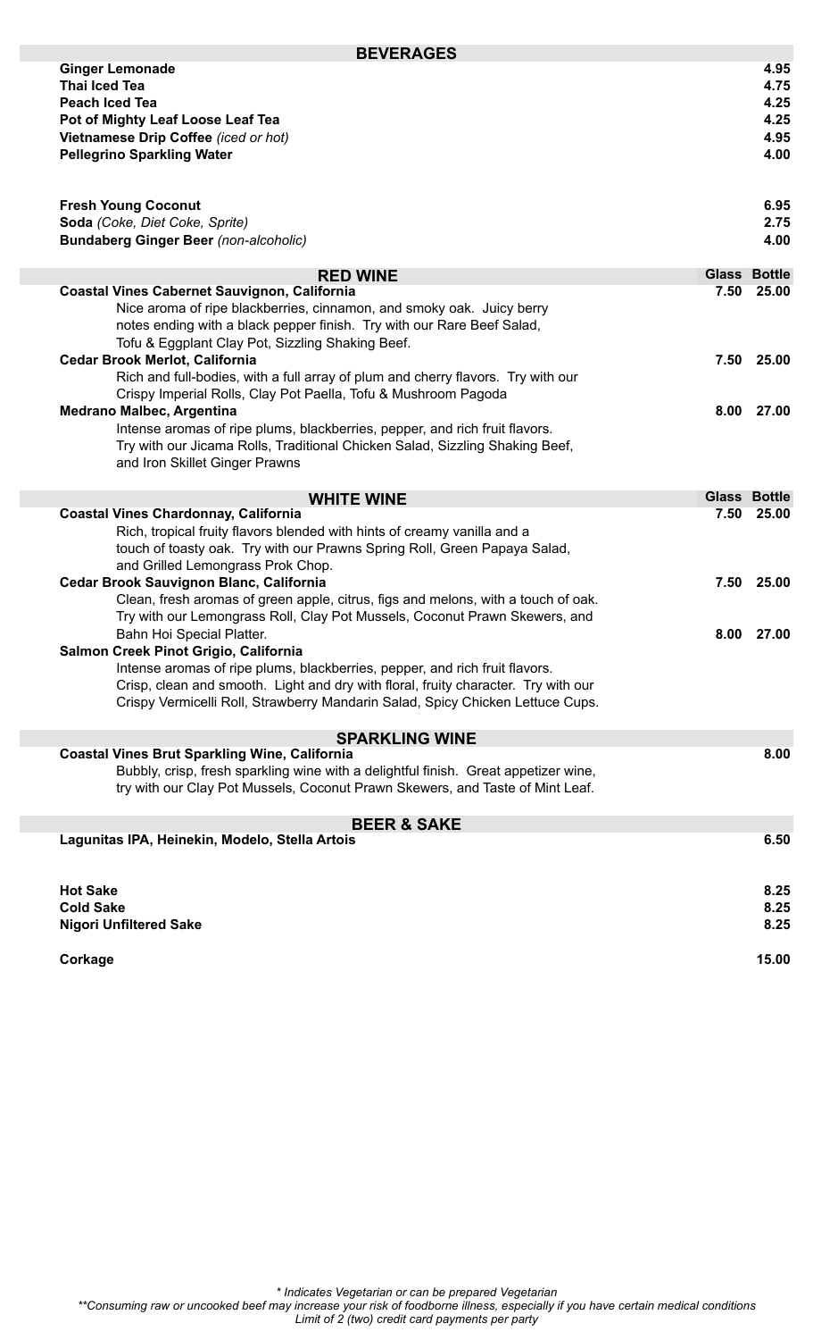## BEVERAGES

| | |
|---|---|
| **Ginger Lemonade** | 4.95 |
| **Thai Iced Tea** | 4.75 |
| **Peach Iced Tea** | 4.25 |
| **Pot of Mighty Leaf Loose Leaf Tea** | 4.25 |
| **Vietnamese Drip Coffee** *(iced or hot)* | 4.95 |
| **Pellegrino Sparkling Water** | 4.00 |
| **Fresh Young Coconut** | 6.95 |
| **Soda** *(Coke, Diet Coke, Sprite)* | 2.75 |
| **Bundaberg Ginger Beer** *(non-alcoholic)* | 4.00 |

## RED WINE

| | Glass | Bottle |
|---|---|---|
| **Coastal Vines Cabernet Sauvignon, California**<br>Nice aroma of ripe blackberries, cinnamon, and smoky oak. Juicy berry notes ending with a black pepper finish. Try with our Rare Beef Salad, Tofu & Eggplant Clay Pot, Sizzling Shaking Beef. | 7.50 | 25.00 |
| **Cedar Brook Merlot, California**<br>Rich and full-bodies, with a full array of plum and cherry flavors. Try with our Crispy Imperial Rolls, Clay Pot Paella, Tofu & Mushroom Pagoda | 7.50 | 25.00 |
| **Medrano Malbec, Argentina**<br>Intense aromas of ripe plums, blackberries, pepper, and rich fruit flavors. Try with our Jicama Rolls, Traditional Chicken Salad, Sizzling Shaking Beef, and Iron Skillet Ginger Prawns | 8.00 | 27.00 |

## WHITE WINE

| | Glass | Bottle |
|---|---|---|
| **Coastal Vines Chardonnay, California**<br>Rich, tropical fruity flavors blended with hints of creamy vanilla and a touch of toasty oak. Try with our Prawns Spring Roll, Green Papaya Salad, and Grilled Lemongrass Prok Chop. | 7.50 | 25.00 |
| **Cedar Brook Sauvignon Blanc, California**<br>Clean, fresh aromas of green apple, citrus, figs and melons, with a touch of oak. Try with our Lemongrass Roll, Clay Pot Mussels, Coconut Prawn Skewers, and Bahn Hoi Special Platter. | 7.50 | 25.00 |
| | 8.00 | 27.00 |
| **Salmon Creek Pinot Grigio, California**<br>Intense aromas of ripe plums, blackberries, pepper, and rich fruit flavors. Crisp, clean and smooth. Light and dry with floral, fruity character. Try with our Crispy Vermicelli Roll, Strawberry Mandarin Salad, Spicy Chicken Lettuce Cups. | | |

## SPARKLING WINE

| | |
|---|---|
| **Coastal Vines Brut Sparkling Wine, California**<br>Bubbly, crisp, fresh sparkling wine with a delightful finish. Great appetizer wine, try with our Clay Pot Mussels, Coconut Prawn Skewers, and Taste of Mint Leaf. | 8.00 |

## BEER & SAKE

| | |
|---|---|
| **Lagunitas IPA, Heinekin, Modelo, Stella Artois** | 6.50 |
| **Hot Sake** | 8.25 |
| **Cold Sake** | 8.25 |
| **Nigori Unfiltered Sake** | 8.25 |
| **Corkage** | 15.00 |

*\* Indicates Vegetarian or can be prepared Vegetarian*
*\*\*Consuming raw or uncooked beef may increase your risk of foodborne illness, especially if you have certain medical conditions*
*Limit of 2 (two) credit card payments per party*